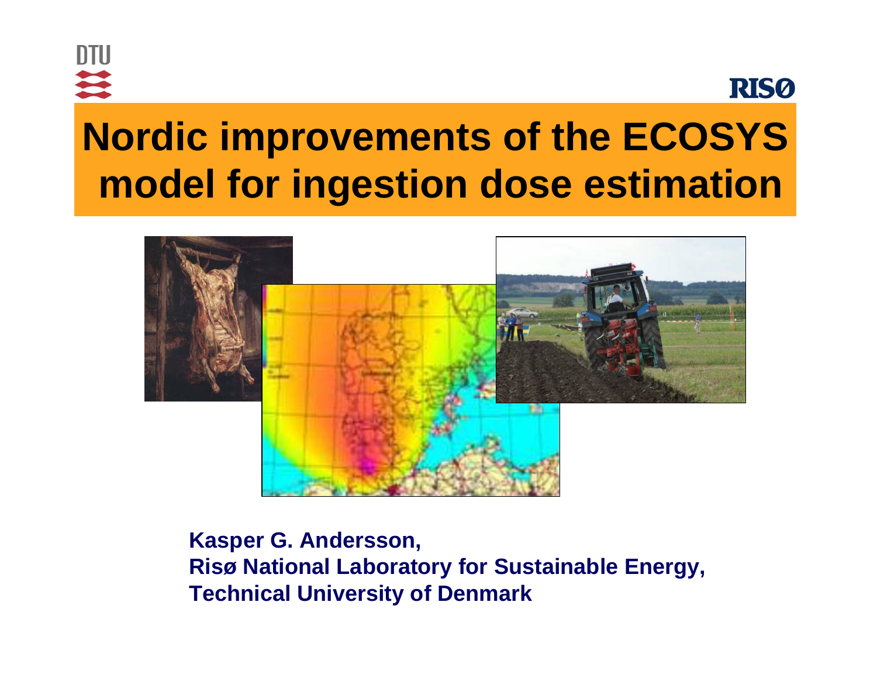# Nordic improvements of the ECOSYS model for ingestion dose estimation

**Kasper G. Andersson,**
**Risø National Laboratory for Sustainable Energy,**
**Technical University of Denmark**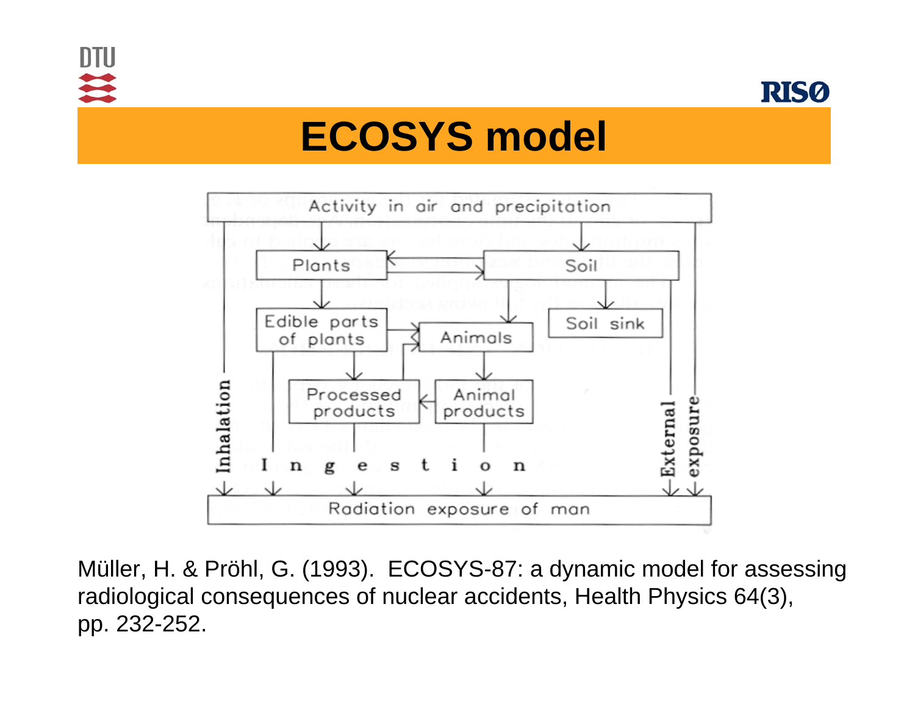# ECOSYS model

Müller, H. & Pröhl, G. (1993). ECOSYS-87: a dynamic model for assessing radiological consequences of nuclear accidents, Health Physics 64(3), pp. 232-252.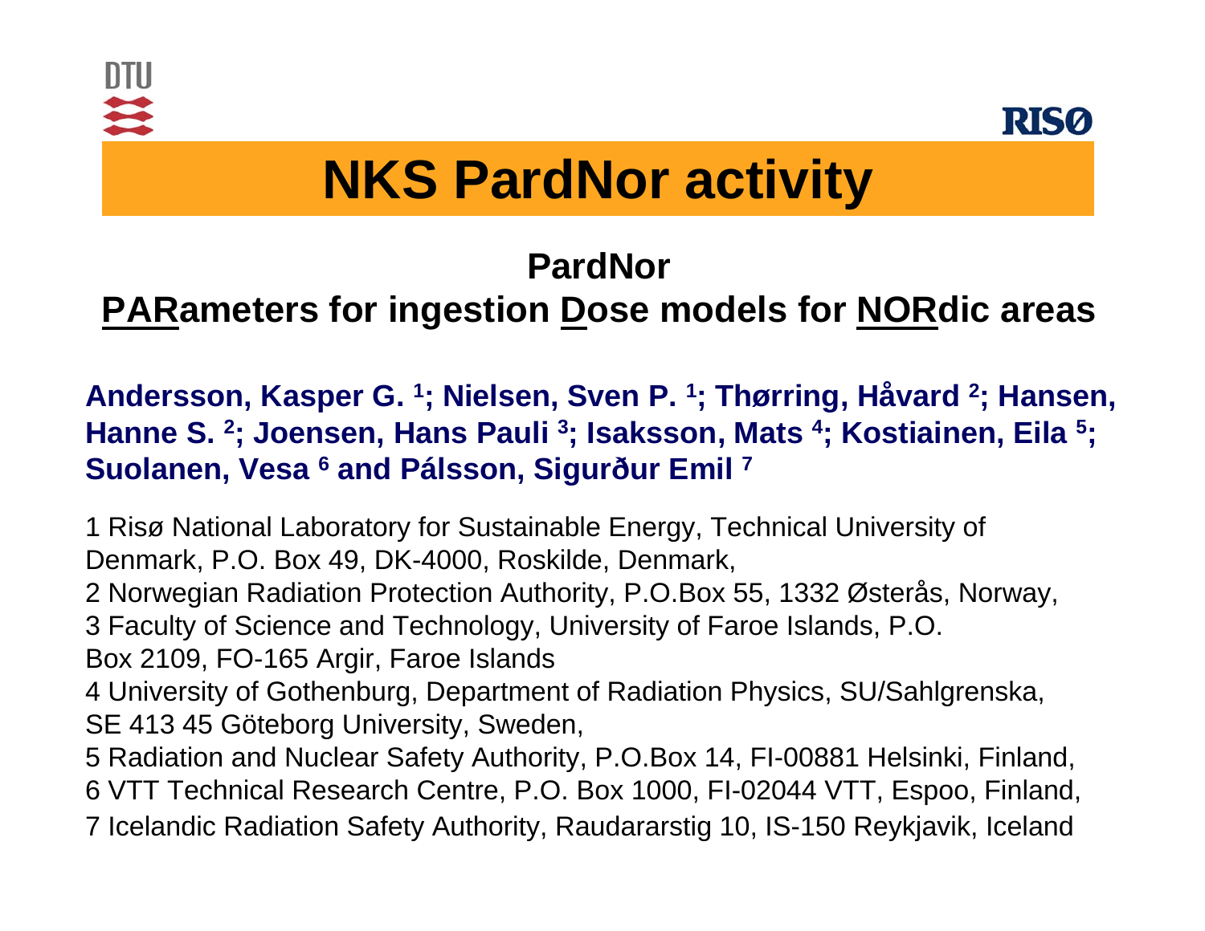# NKS PardNor activity

## PardNor

## PARameters for ingestion Dose models for NORdic areas

**Andersson, Kasper G. [1]; Nielsen, Sven P. [1]; Thørring, Håvard [2]; Hansen, Hanne S. [2]; Joensen, Hans Pauli [3]; Isaksson, Mats [4]; Kostiainen, Eila [5]; Suolanen, Vesa [6] and Pálsson, Sigurður Emil [7]**

1 Risø National Laboratory for Sustainable Energy, Technical University of Denmark, P.O. Box 49, DK-4000, Roskilde, Denmark,
2 Norwegian Radiation Protection Authority, P.O.Box 55, 1332 Østerås, Norway,
3 Faculty of Science and Technology, University of Faroe Islands, P.O. Box 2109, FO-165 Argir, Faroe Islands
4 University of Gothenburg, Department of Radiation Physics, SU/Sahlgrenska, SE 413 45 Göteborg University, Sweden,
5 Radiation and Nuclear Safety Authority, P.O.Box 14, FI-00881 Helsinki, Finland,
6 VTT Technical Research Centre, P.O. Box 1000, FI-02044 VTT, Espoo, Finland,
7 Icelandic Radiation Safety Authority, Raudararstig 10, IS-150 Reykjavik, Iceland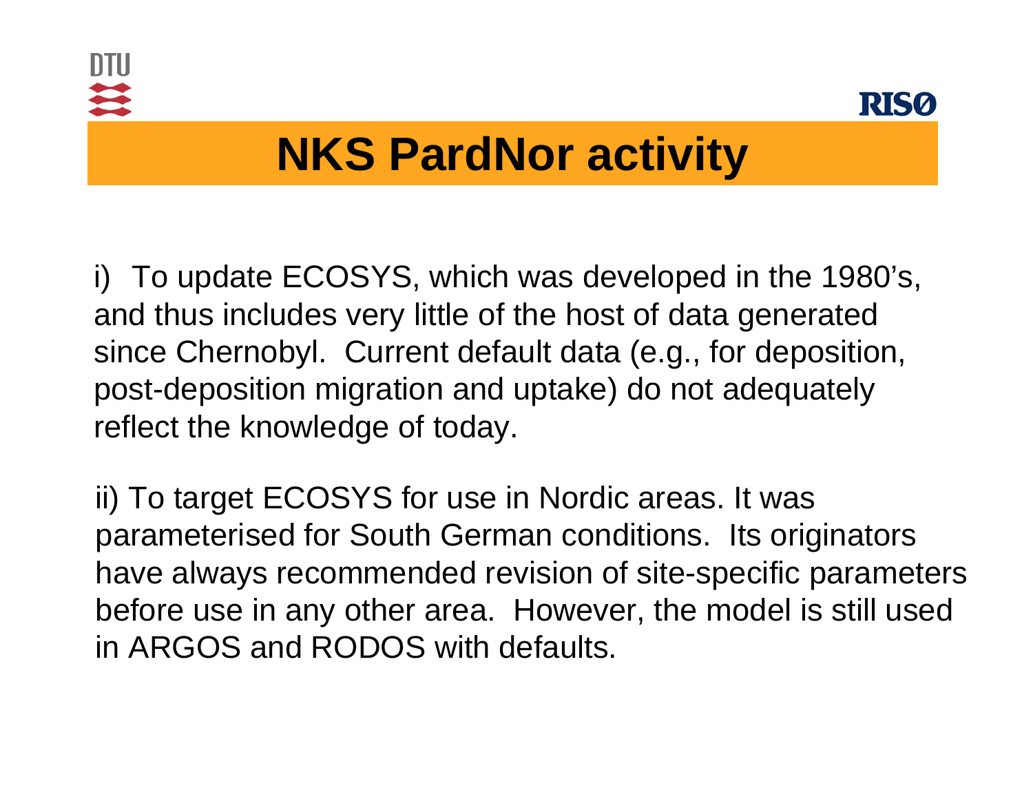# NKS PardNor activity

i) To update ECOSYS, which was developed in the 1980's, and thus includes very little of the host of data generated since Chernobyl. Current default data (e.g., for deposition, post-deposition migration and uptake) do not adequately reflect the knowledge of today.

ii) To target ECOSYS for use in Nordic areas. It was parameterised for South German conditions. Its originators have always recommended revision of site-specific parameters before use in any other area. However, the model is still used in ARGOS and RODOS with defaults.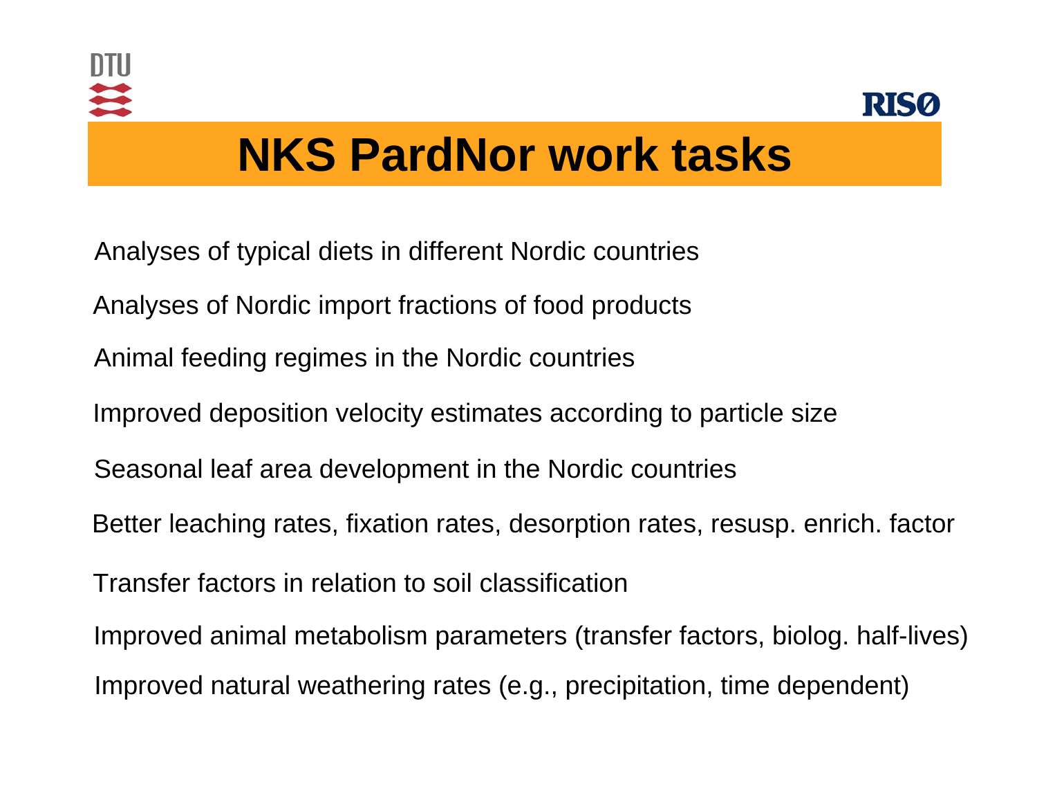# NKS PardNor work tasks

Analyses of typical diets in different Nordic countries

Analyses of Nordic import fractions of food products

Animal feeding regimes in the Nordic countries

Improved deposition velocity estimates according to particle size

Seasonal leaf area development in the Nordic countries

Better leaching rates, fixation rates, desorption rates, resusp. enrich. factor

Transfer factors in relation to soil classification

Improved animal metabolism parameters (transfer factors, biolog. half-lives)

Improved natural weathering rates (e.g., precipitation, time dependent)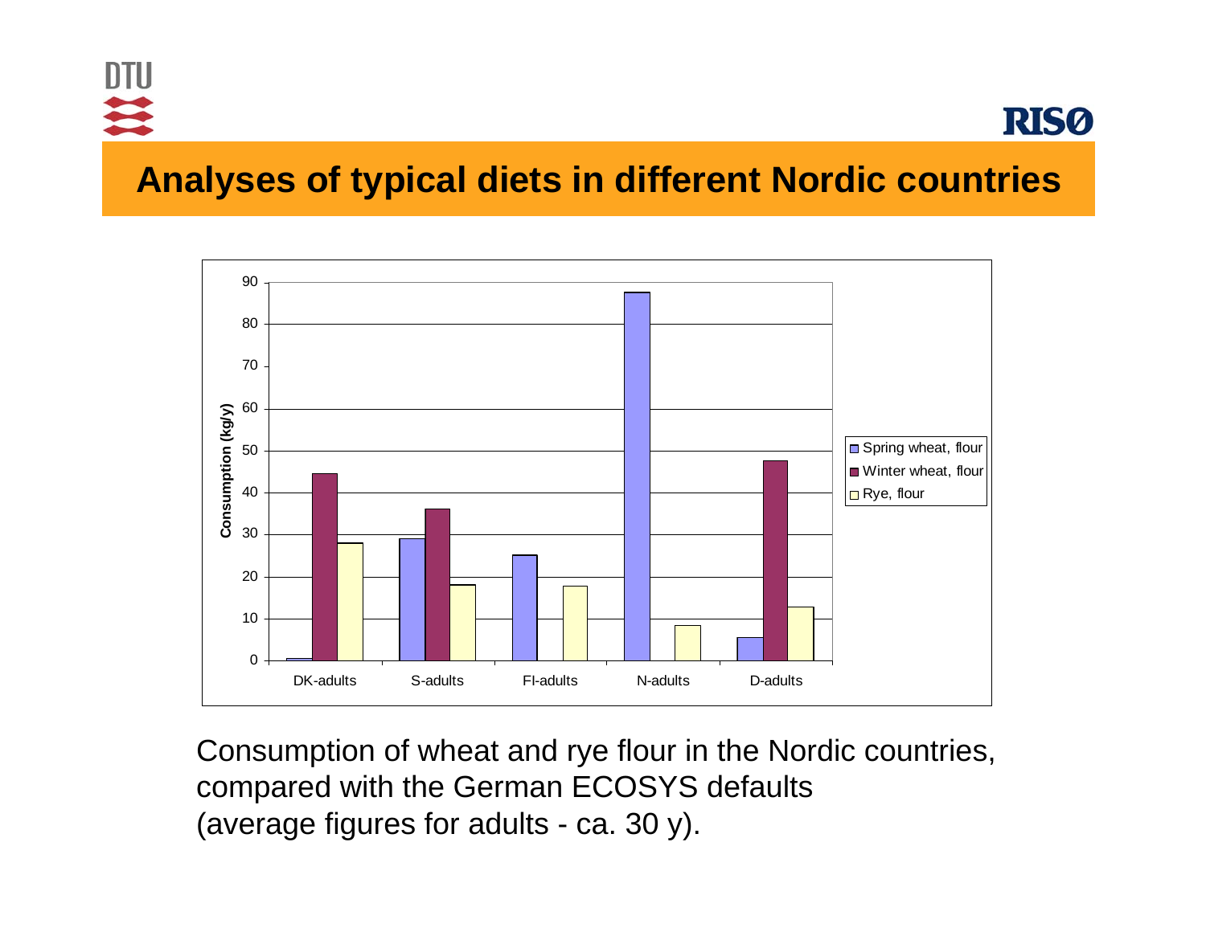# Analyses of typical diets in different Nordic countries

Consumption of wheat and rye flour in the Nordic countries, compared with the German ECOSYS defaults (average figures for adults - ca. 30 y).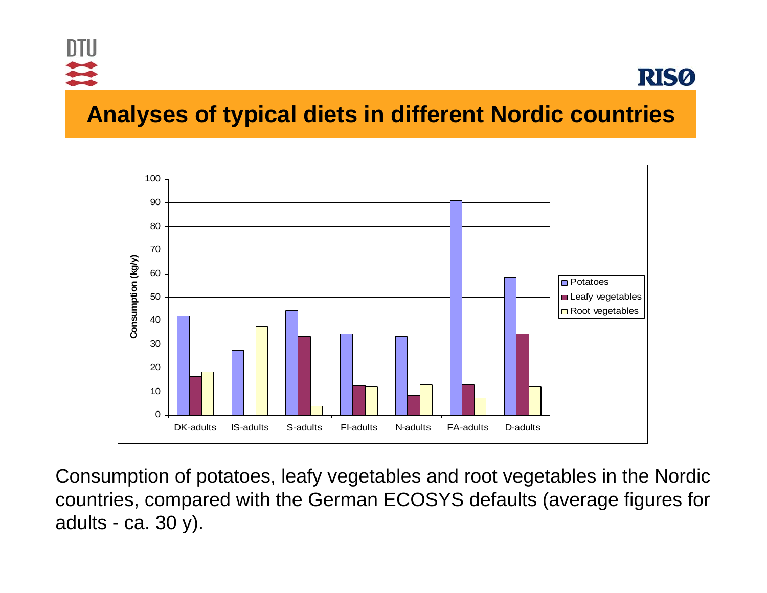# Analyses of typical diets in different Nordic countries

| | Potatoes | Leafy vegetables | Root vegetables |
|---|---|---|---|
| DK-adults | 42 | 16 | 18 |
| IS-adults | 27 | | 37 |
| S-adults | 44 | 33 | 4 |
| FI-adults | 34 | 12 | 12 |
| N-adults | 33 | 8 | 13 |
| FA-adults | 91 | 13 | 7 |
| D-adults | 58 | 34 | 12 |

Consumption (kg/y)

Consumption of potatoes, leafy vegetables and root vegetables in the Nordic countries, compared with the German ECOSYS defaults (average figures for adults - ca. 30 y).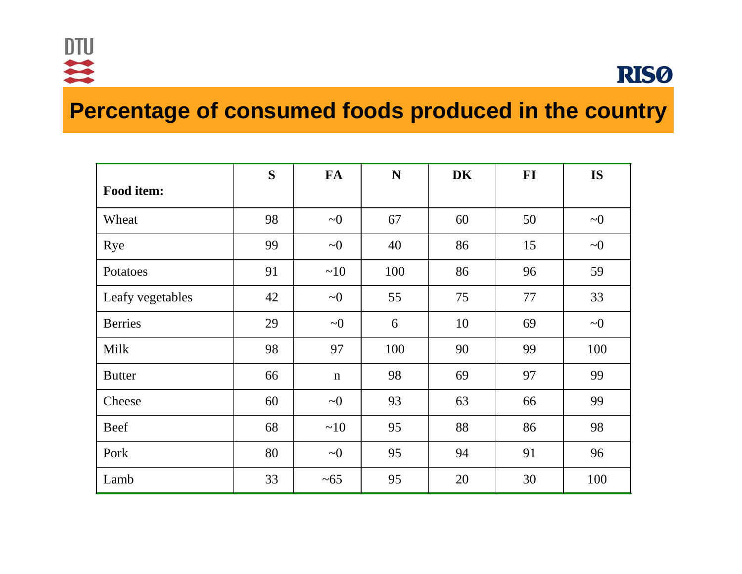# Percentage of consumed foods produced in the country

| Food item: | S | FA | N | DK | FI | IS |
|---|---|---|---|---|---|---|
| Wheat | 98 | ~0 | 67 | 60 | 50 | ~0 |
| Rye | 99 | ~0 | 40 | 86 | 15 | ~0 |
| Potatoes | 91 | ~10 | 100 | 86 | 96 | 59 |
| Leafy vegetables | 42 | ~0 | 55 | 75 | 77 | 33 |
| Berries | 29 | ~0 | 6 | 10 | 69 | ~0 |
| Milk | 98 | 97 | 100 | 90 | 99 | 100 |
| Butter | 66 | n | 98 | 69 | 97 | 99 |
| Cheese | 60 | ~0 | 93 | 63 | 66 | 99 |
| Beef | 68 | ~10 | 95 | 88 | 86 | 98 |
| Pork | 80 | ~0 | 95 | 94 | 91 | 96 |
| Lamb | 33 | ~65 | 95 | 20 | 30 | 100 |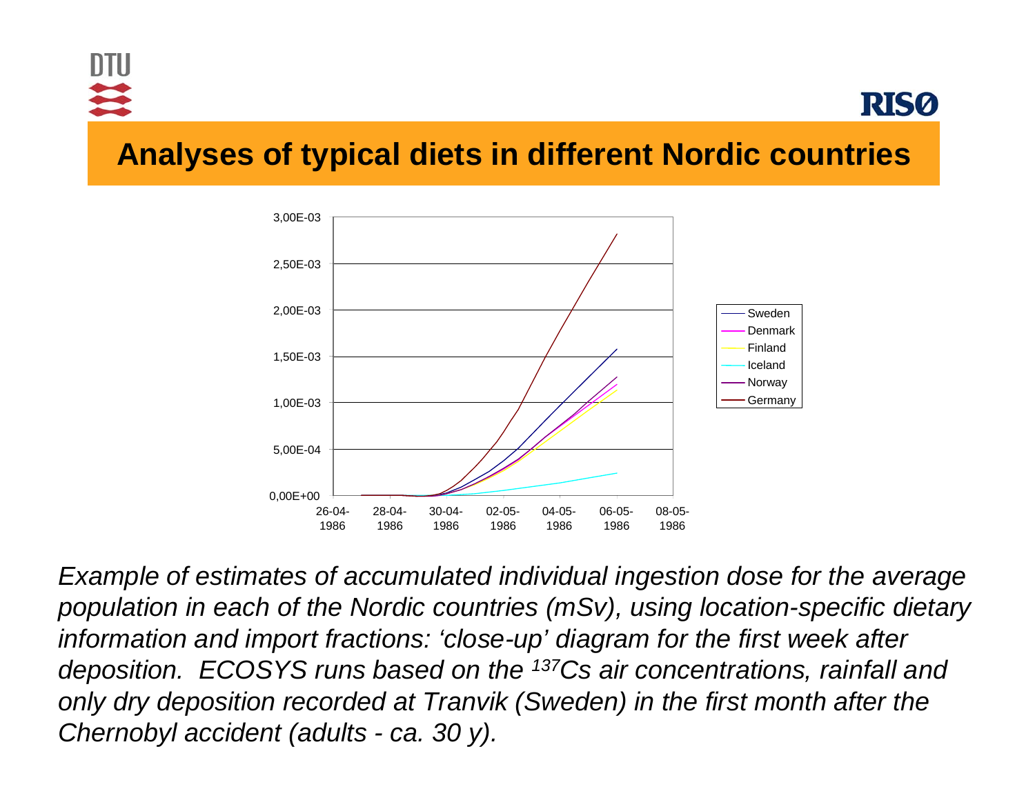# Analyses of typical diets in different Nordic countries

*Example of estimates of accumulated individual ingestion dose for the average population in each of the Nordic countries (mSv), using location-specific dietary information and import fractions: 'close-up' diagram for the first week after deposition. ECOSYS runs based on the $^{137}$Cs air concentrations, rainfall and only dry deposition recorded at Tranvik (Sweden) in the first month after the Chernobyl accident (adults - ca. 30 y).*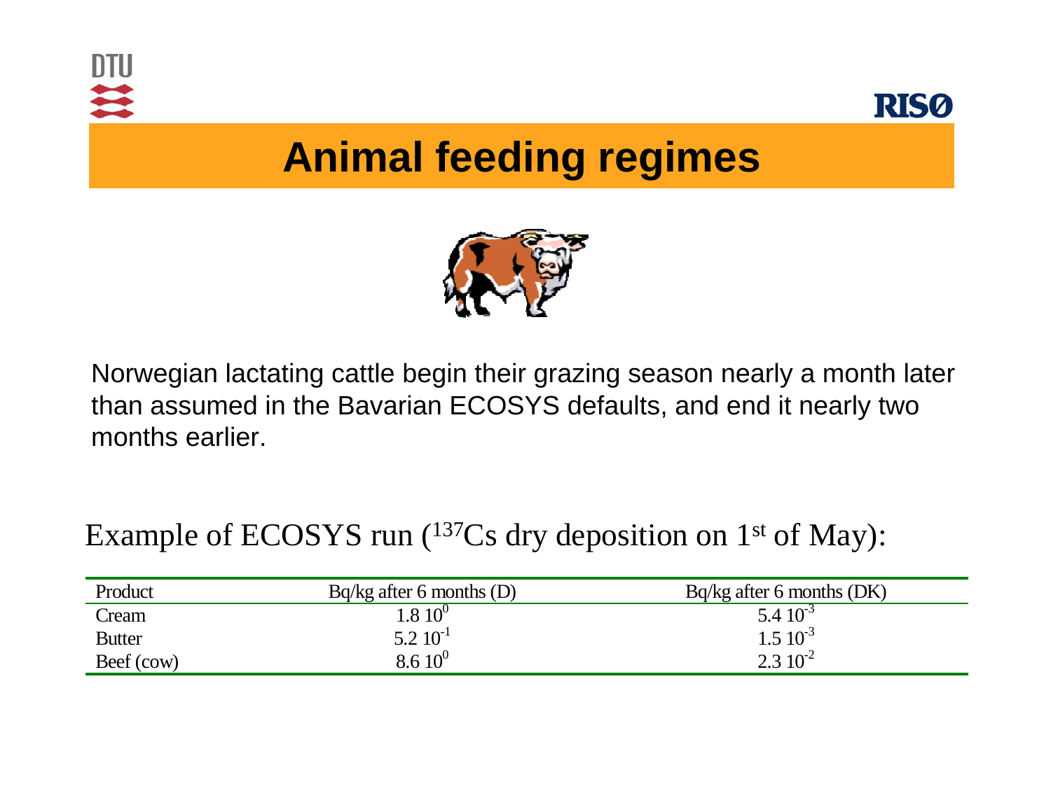# Animal feeding regimes

Norwegian lactating cattle begin their grazing season nearly a month later than assumed in the Bavarian ECOSYS defaults, and end it nearly two months earlier.

Example of ECOSYS run ($^{137}Cs$ dry deposition on 1st of May):

| Product | Bq/kg after 6 months (D) | Bq/kg after 6 months (DK) |
|---|---|---|
| Cream | $1.8\ 10^{0}$ | $5.4\ 10^{-3}$ |
| Butter | $5.2\ 10^{-1}$ | $1.5\ 10^{-3}$ |
| Beef (cow) | $8.6\ 10^{0}$ | $2.3\ 10^{-2}$ |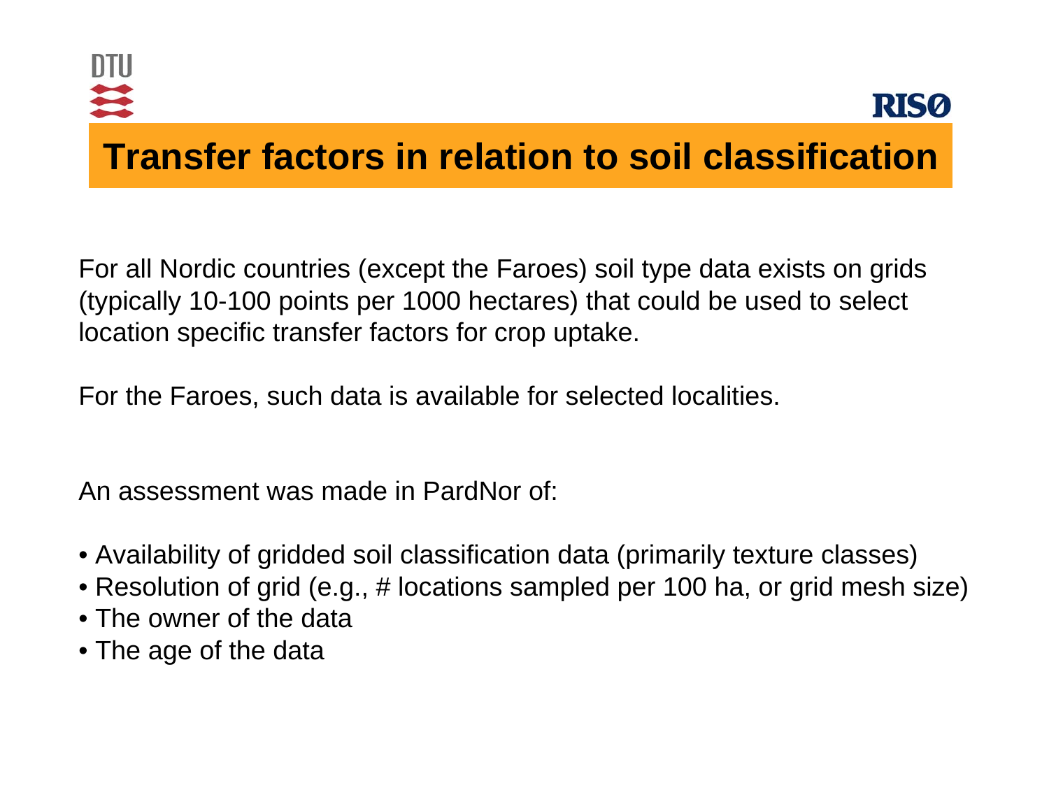# Transfer factors in relation to soil classification

For all Nordic countries (except the Faroes) soil type data exists on grids (typically 10-100 points per 1000 hectares) that could be used to select location specific transfer factors for crop uptake.

For the Faroes, such data is available for selected localities.

An assessment was made in PardNor of:

- Availability of gridded soil classification data (primarily texture classes)
- Resolution of grid (e.g., # locations sampled per 100 ha, or grid mesh size)
- The owner of the data
- The age of the data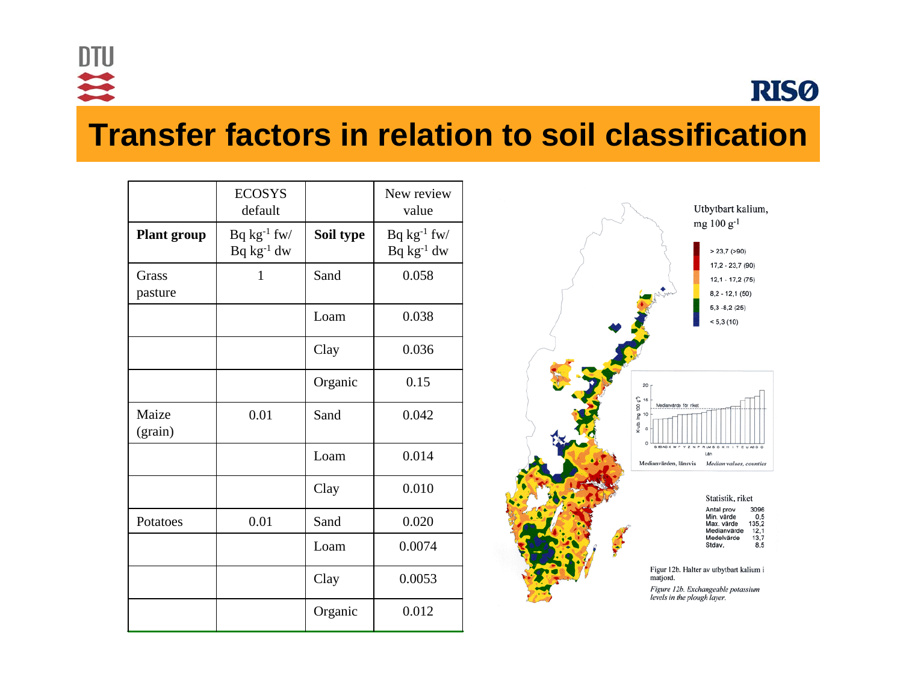# Transfer factors in relation to soil classification

| | ECOSYS default | | New review value |
|---|---|---|---|
| **Plant group** | Bq kg$^{-1}$ fw/ Bq kg$^{-1}$ dw | **Soil type** | Bq kg$^{-1}$ fw/ Bq kg$^{-1}$ dw |
| Grass pasture | 1 | Sand | 0.058 |
| | | Loam | 0.038 |
| | | Clay | 0.036 |
| | | Organic | 0.15 |
| Maize (grain) | 0.01 | Sand | 0.042 |
| | | Loam | 0.014 |
| | | Clay | 0.010 |
| Potatoes | 0.01 | Sand | 0.020 |
| | | Loam | 0.0074 |
| | | Clay | 0.0053 |
| | | Organic | 0.012 |

Utbytbart kalium, mg 100 g$^{-1}$

- > 23,7 (>90)
- 17,2 - 23,7 (90)
- 12,1 - 17,2 (75)
- 8,2 - 12,1 (50)
- 5,3 - 8,2 (25)
- < 5,3 (10)

Medianvärden, länsvis — *Median values, counties*

Statistik, riket

| | |
|---|---|
| Antal prov | 3096 |
| Min. värde | 0,5 |
| Max. värde | 135,2 |
| Medianvärde | 12,1 |
| Medelvärde | 13,7 |
| Stdav. | 8,5 |

Figur 12b. Halter av utbytbart kalium i matjord.

*Figure 12b. Exchangeable potassium levels in the plough layer.*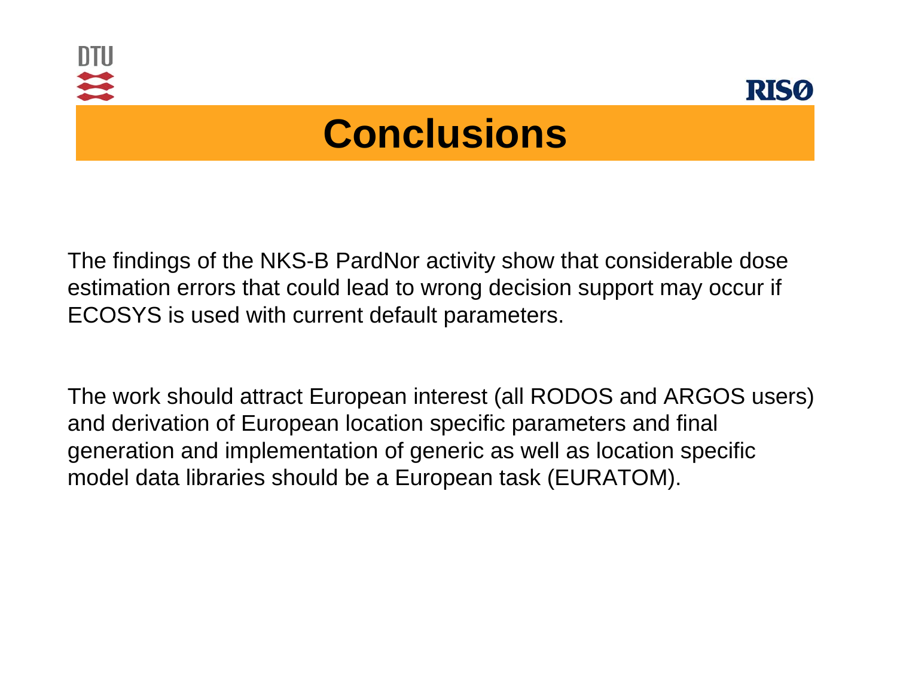# Conclusions

The findings of the NKS-B PardNor activity show that considerable dose estimation errors that could lead to wrong decision support may occur if ECOSYS is used with current default parameters.

The work should attract European interest (all RODOS and ARGOS users) and derivation of European location specific parameters and final generation and implementation of generic as well as location specific model data libraries should be a European task (EURATOM).